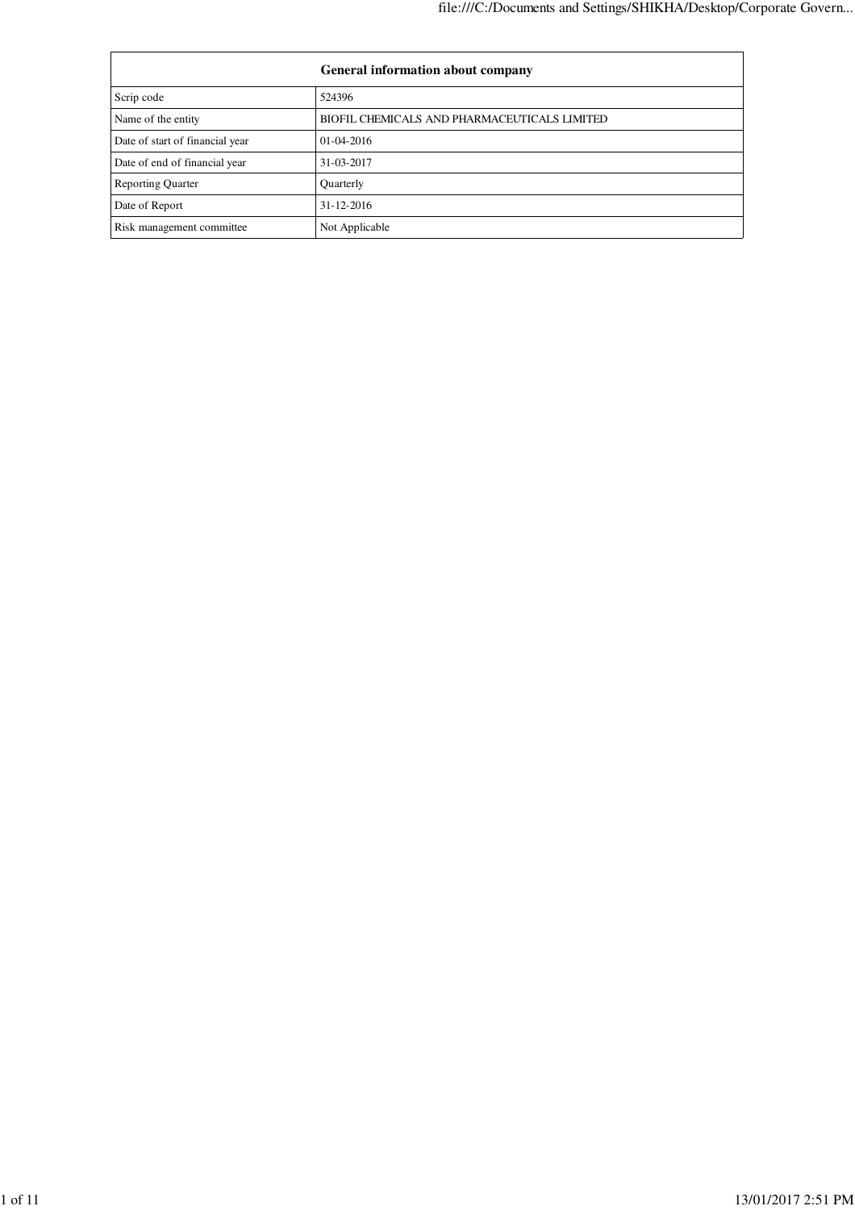| General information about company | |
|---|---|
| Scrip code | 524396 |
| Name of the entity | BIOFIL CHEMICALS AND PHARMACEUTICALS LIMITED |
| Date of start of financial year | 01-04-2016 |
| Date of end of financial year | 31-03-2017 |
| Reporting Quarter | Quarterly |
| Date of Report | 31-12-2016 |
| Risk management committee | Not Applicable |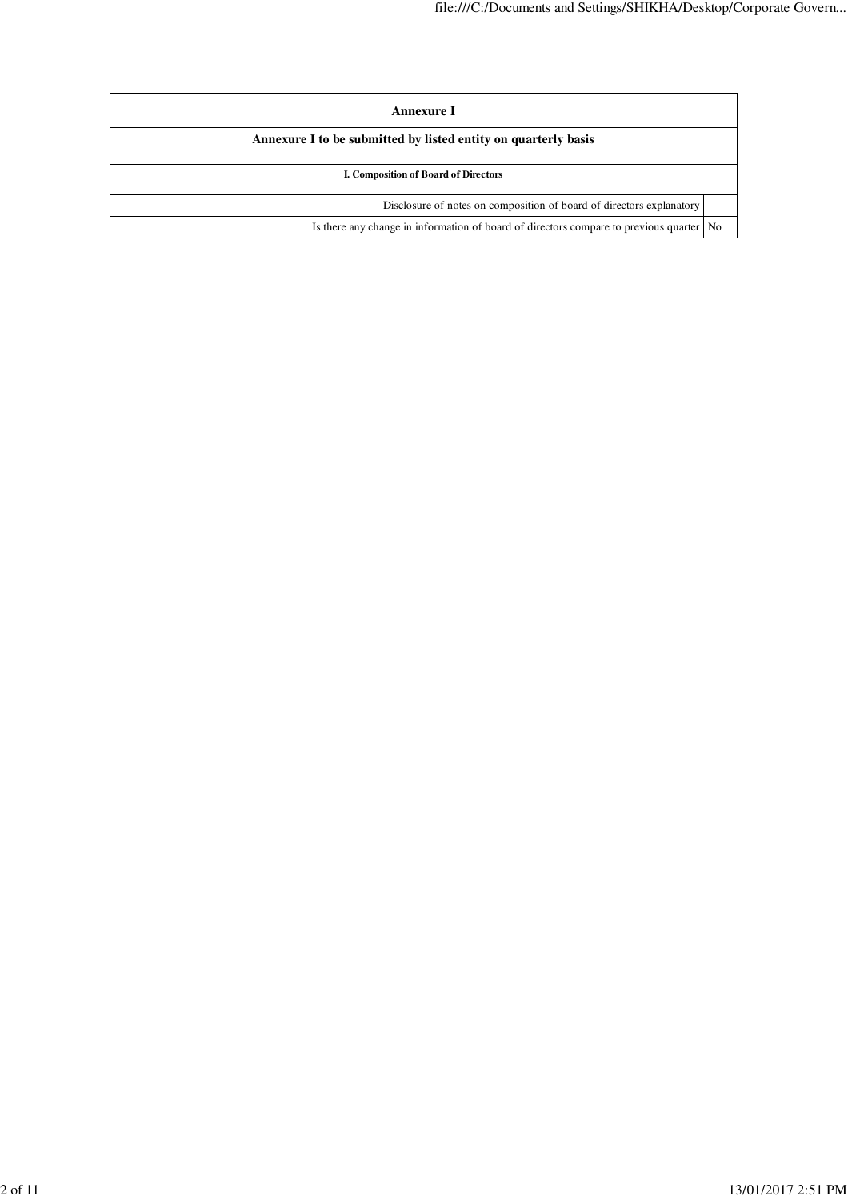# Annexure I

## Annexure I to be submitted by listed entity on quarterly basis

### I. Composition of Board of Directors

| | |
|---|---|
| Disclosure of notes on composition of board of directors explanatory | |
| Is there any change in information of board of directors compare to previous quarter | No |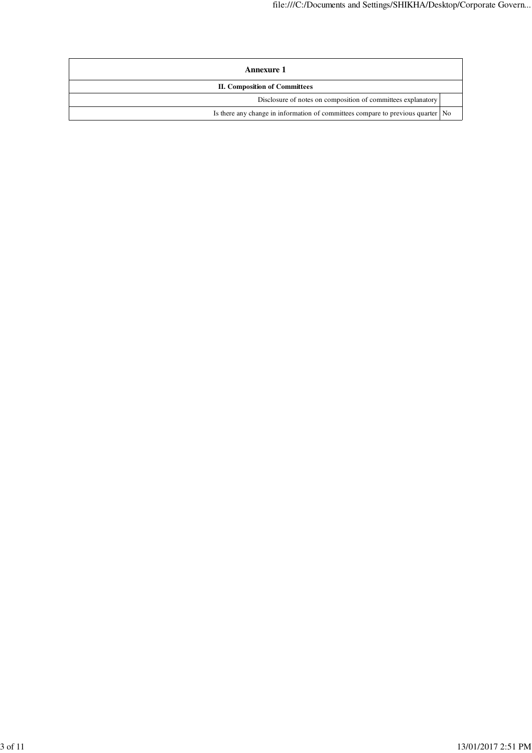| Annexure 1 | |
|---|---|
| **II. Composition of Committees** | |
| Disclosure of notes on composition of committees explanatory | |
| Is there any change in information of committees compare to previous quarter | No |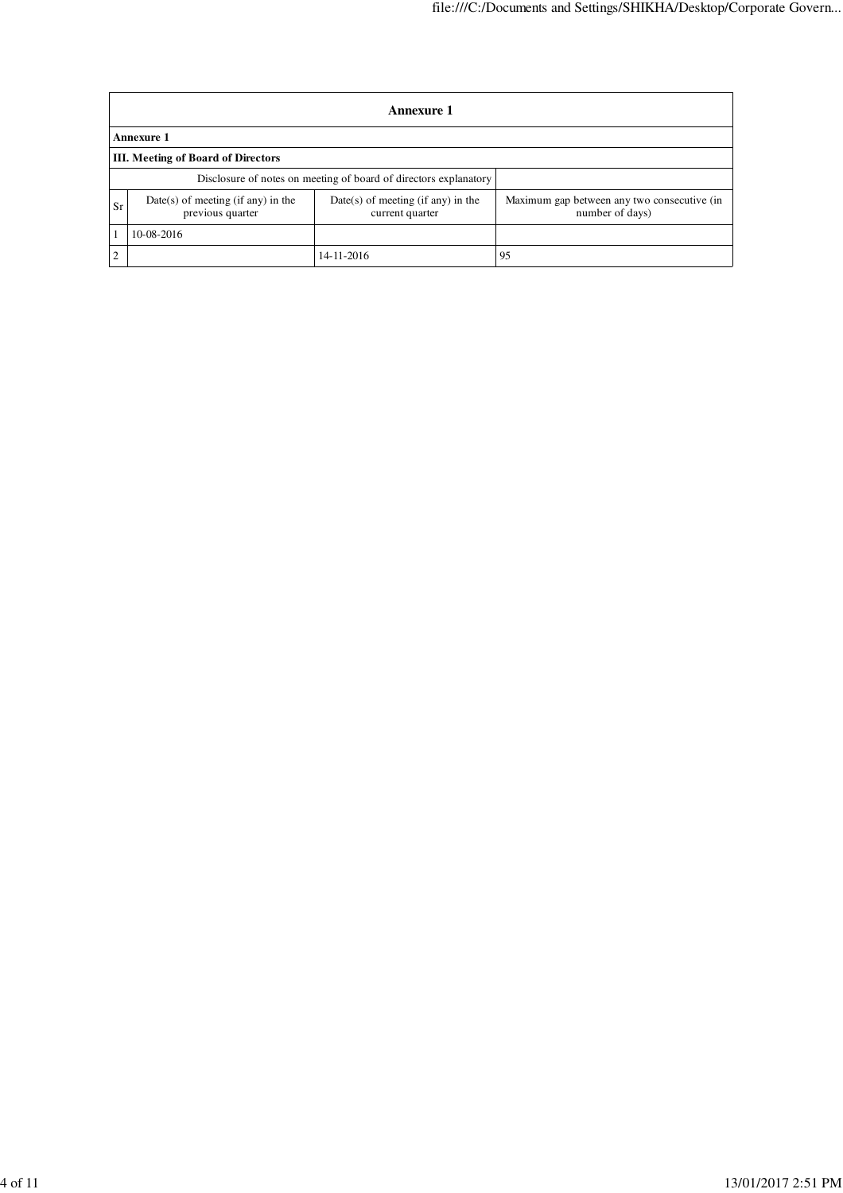| Annexure 1 | | | |
|---|---|---|---|
| **Annexure 1** | | | |
| **III. Meeting of Board of Directors** | | | |
| Disclosure of notes on meeting of board of directors explanatory | | | |
| Sr | Date(s) of meeting (if any) in the previous quarter | Date(s) of meeting (if any) in the current quarter | Maximum gap between any two consecutive (in number of days) |
| 1 | 10-08-2016 | | |
| 2 | | 14-11-2016 | 95 |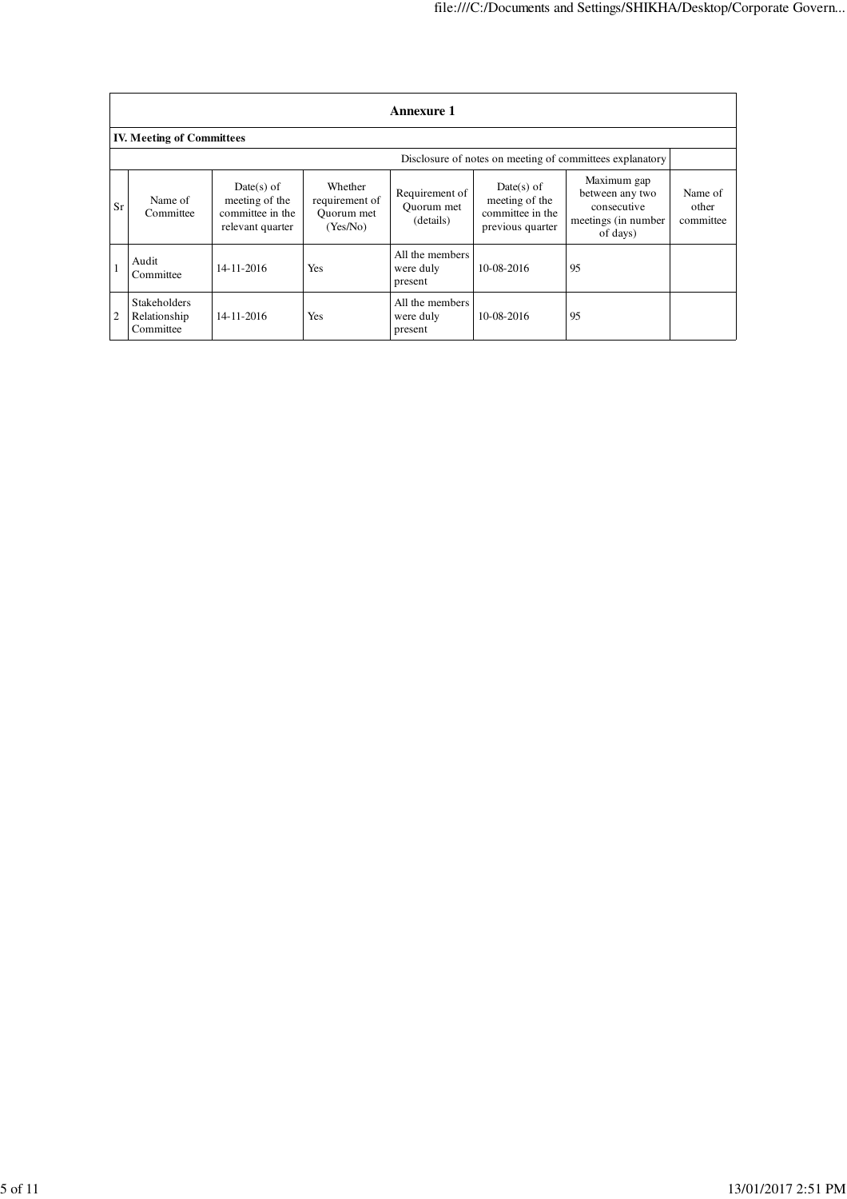## Annexure 1

**IV. Meeting of Committees**

Disclosure of notes on meeting of committees explanatory

| Sr | Name of Committee | Date(s) of meeting of the committee in the relevant quarter | Whether requirement of Quorum met (Yes/No) | Requirement of Quorum met (details) | Date(s) of meeting of the committee in the previous quarter | Maximum gap between any two consecutive meetings (in number of days) | Name of other committee |
|---|---|---|---|---|---|---|---|
| 1 | Audit Committee | 14-11-2016 | Yes | All the members were duly present | 10-08-2016 | 95 | |
| 2 | Stakeholders Relationship Committee | 14-11-2016 | Yes | All the members were duly present | 10-08-2016 | 95 | |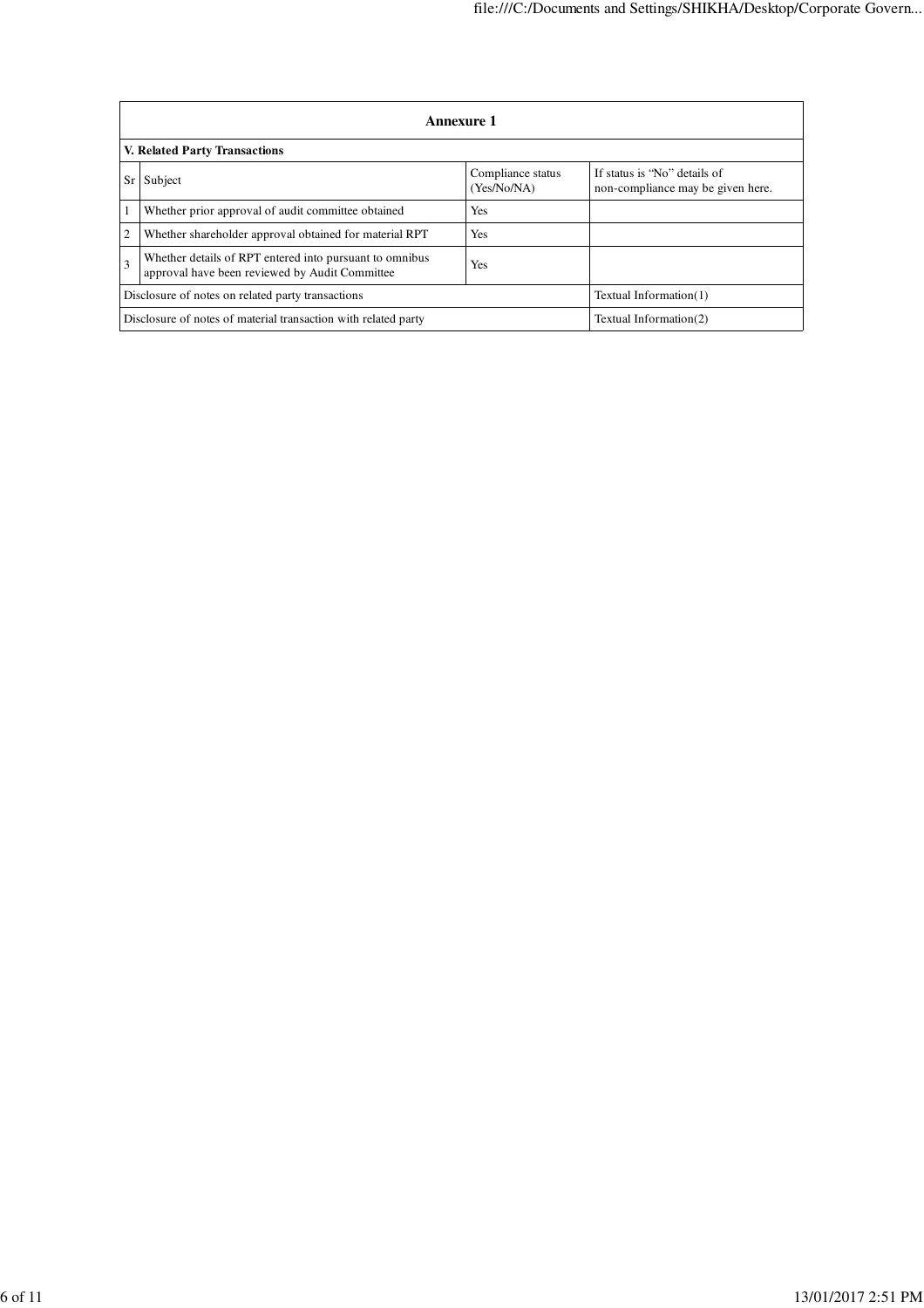## Annexure 1

### V. Related Party Transactions

| Sr | Subject | Compliance status (Yes/No/NA) | If status is "No" details of non-compliance may be given here. |
|---|---|---|---|
| 1 | Whether prior approval of audit committee obtained | Yes | |
| 2 | Whether shareholder approval obtained for material RPT | Yes | |
| 3 | Whether details of RPT entered into pursuant to omnibus approval have been reviewed by Audit Committee | Yes | |
| Disclosure of notes on related party transactions | | | Textual Information(1) |
| Disclosure of notes of material transaction with related party | | | Textual Information(2) |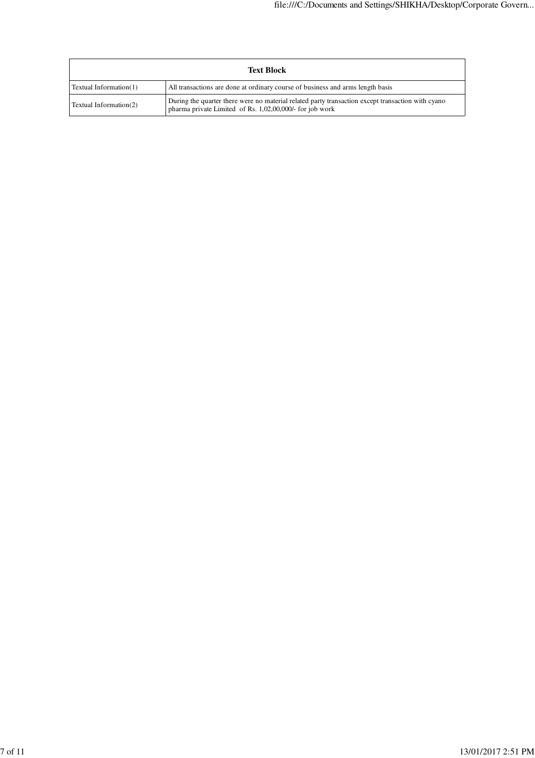| Text Block | |
|---|---|
| Textual Information(1) | All transactions are done at ordinary course of business and arms length basis |
| Textual Information(2) | During the quarter there were no material related party transaction except transaction with cyano pharma private Limited of Rs. 1,02,00,000/- for job work |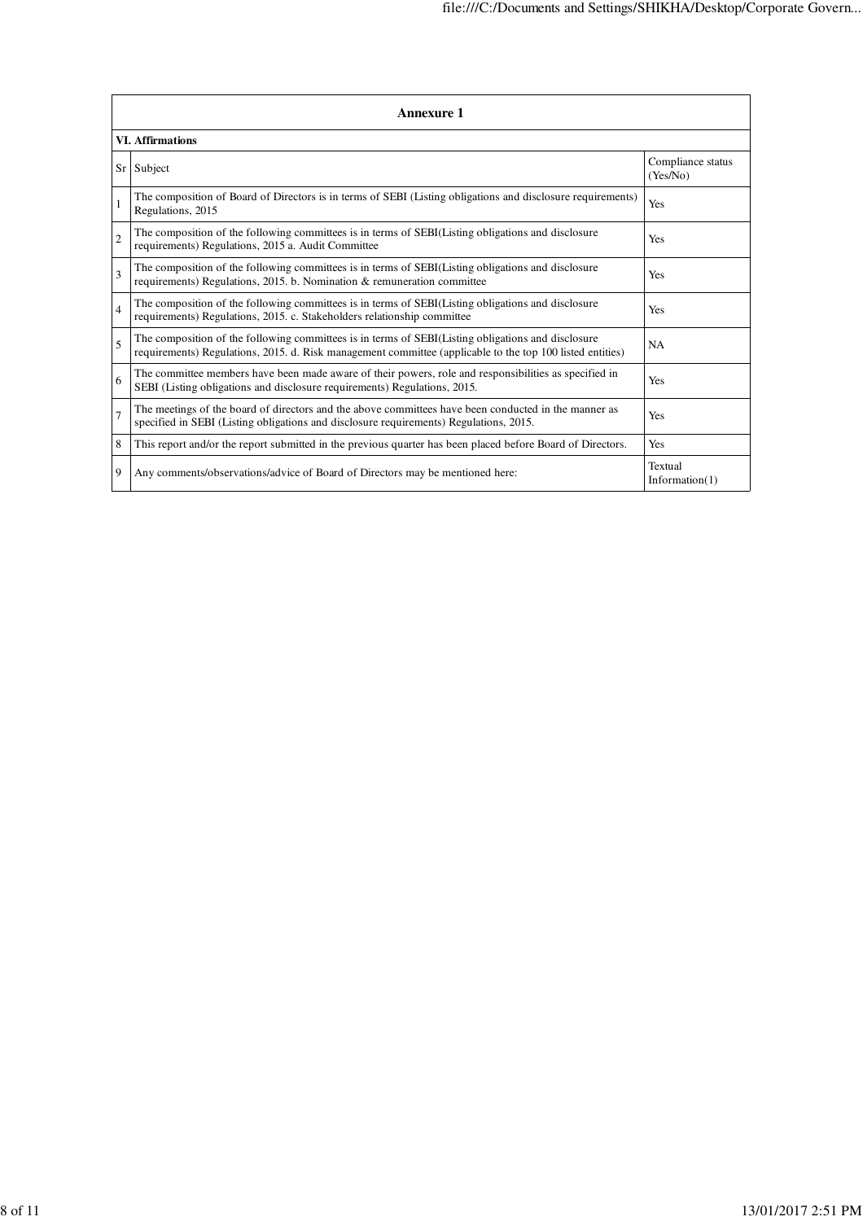## Annexure 1

### VI. Affirmations

| Sr | Subject | Compliance status (Yes/No) |
|---|---|---|
| 1 | The composition of Board of Directors is in terms of SEBI (Listing obligations and disclosure requirements) Regulations, 2015 | Yes |
| 2 | The composition of the following committees is in terms of SEBI(Listing obligations and disclosure requirements) Regulations, 2015 a. Audit Committee | Yes |
| 3 | The composition of the following committees is in terms of SEBI(Listing obligations and disclosure requirements) Regulations, 2015. b. Nomination & remuneration committee | Yes |
| 4 | The composition of the following committees is in terms of SEBI(Listing obligations and disclosure requirements) Regulations, 2015. c. Stakeholders relationship committee | Yes |
| 5 | The composition of the following committees is in terms of SEBI(Listing obligations and disclosure requirements) Regulations, 2015. d. Risk management committee (applicable to the top 100 listed entities) | NA |
| 6 | The committee members have been made aware of their powers, role and responsibilities as specified in SEBI (Listing obligations and disclosure requirements) Regulations, 2015. | Yes |
| 7 | The meetings of the board of directors and the above committees have been conducted in the manner as specified in SEBI (Listing obligations and disclosure requirements) Regulations, 2015. | Yes |
| 8 | This report and/or the report submitted in the previous quarter has been placed before Board of Directors. | Yes |
| 9 | Any comments/observations/advice of Board of Directors may be mentioned here: | Textual Information(1) |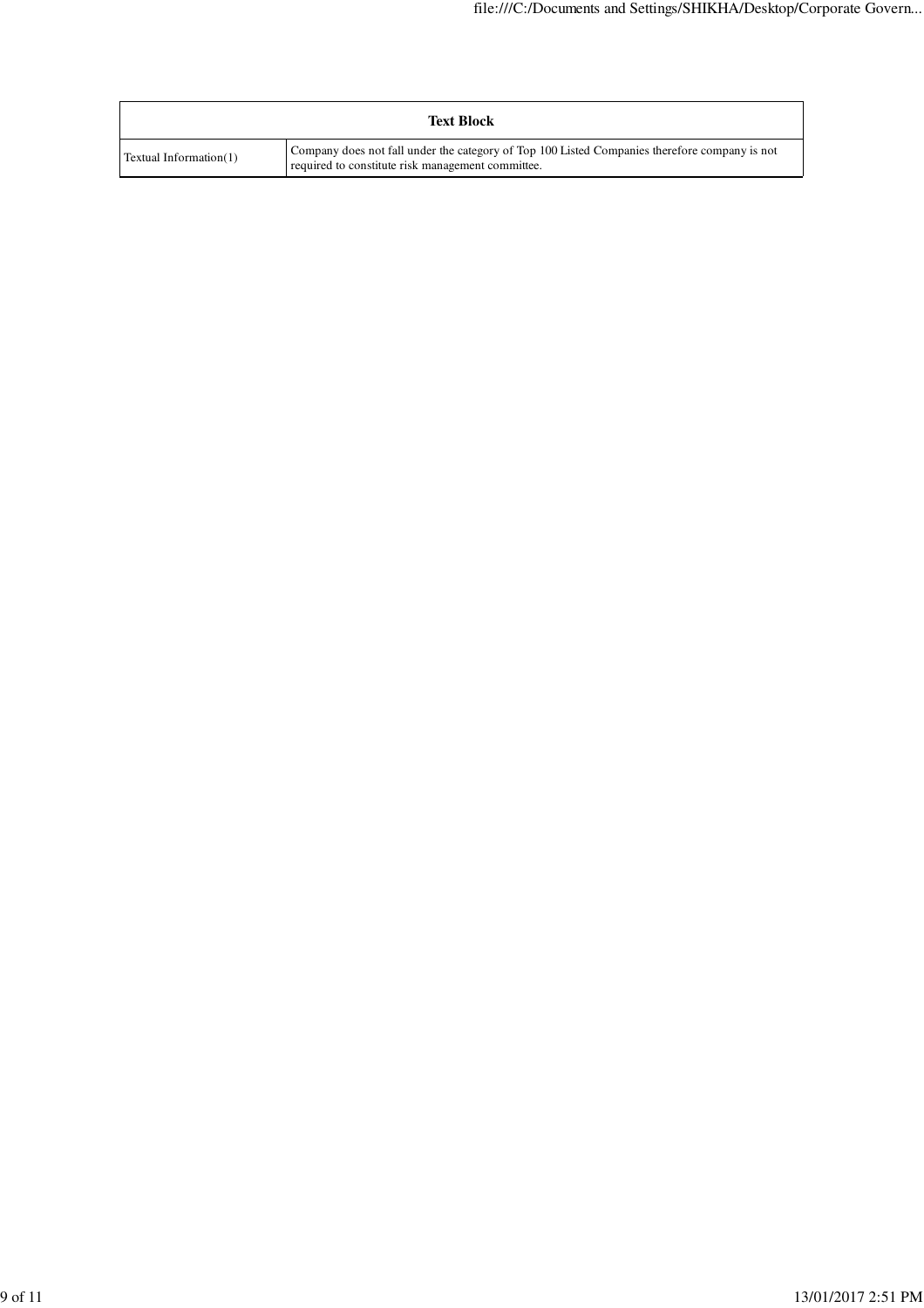| Text Block | |
|---|---|
| Textual Information(1) | Company does not fall under the category of Top 100 Listed Companies therefore company is not required to constitute risk management committee. |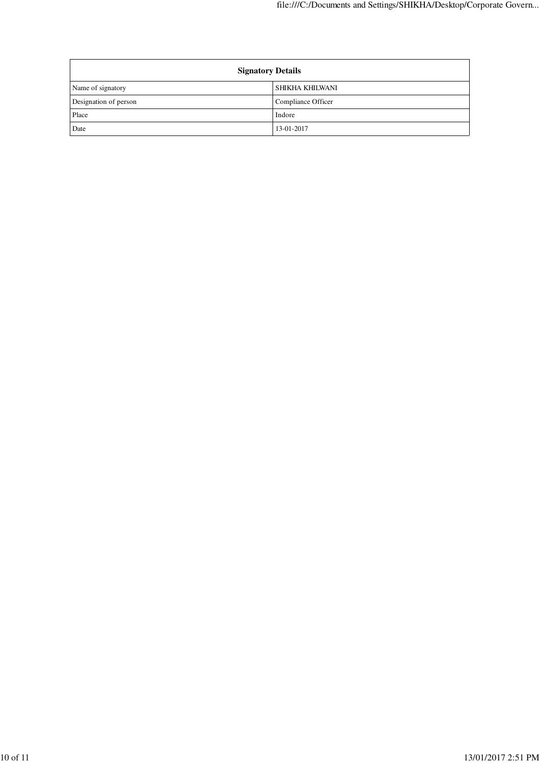| Signatory Details | |
|---|---|
| Name of signatory | SHIKHA KHILWANI |
| Designation of person | Compliance Officer |
| Place | Indore |
| Date | 13-01-2017 |